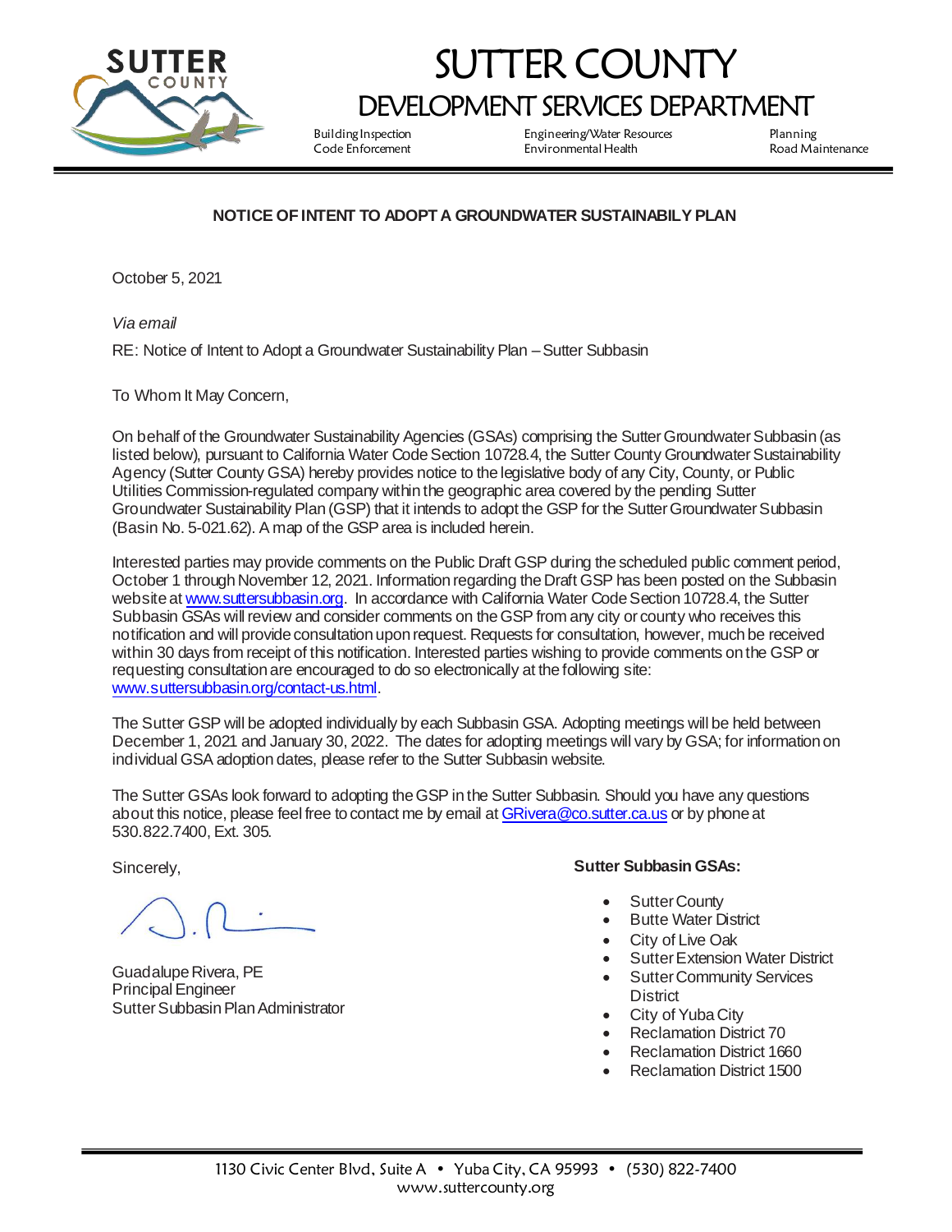# SUTTER COUNTY

## DEVELOPMENT SERVICES DEPARTMENT

Building Inspection
Code Enforcement

Engineering/Water Resources
Environmental Health

Planning
Road Maintenance

**NOTICE OF INTENT TO ADOPT A GROUNDWATER SUSTAINABILY PLAN**

October 5, 2021

*Via email*

RE: Notice of Intent to Adopt a Groundwater Sustainability Plan – Sutter Subbasin

To Whom It May Concern,

On behalf of the Groundwater Sustainability Agencies (GSAs) comprising the Sutter Groundwater Subbasin (as listed below), pursuant to California Water Code Section 10728.4, the Sutter County Groundwater Sustainability Agency (Sutter County GSA) hereby provides notice to the legislative body of any City, County, or Public Utilities Commission-regulated company within the geographic area covered by the pending Sutter Groundwater Sustainability Plan (GSP) that it intends to adopt the GSP for the Sutter Groundwater Subbasin (Basin No. 5-021.62). A map of the GSP area is included herein.

Interested parties may provide comments on the Public Draft GSP during the scheduled public comment period, October 1 through November 12, 2021. Information regarding the Draft GSP has been posted on the Subbasin website at www.suttersubbasin.org. In accordance with California Water Code Section 10728.4, the Sutter Subbasin GSAs will review and consider comments on the GSP from any city or county who receives this notification and will provide consultation upon request. Requests for consultation, however, much be received within 30 days from receipt of this notification. Interested parties wishing to provide comments on the GSP or requesting consultation are encouraged to do so electronically at the following site: www.suttersubbasin.org/contact-us.html.

The Sutter GSP will be adopted individually by each Subbasin GSA. Adopting meetings will be held between December 1, 2021 and January 30, 2022. The dates for adopting meetings will vary by GSA; for information on individual GSA adoption dates, please refer to the Sutter Subbasin website.

The Sutter GSAs look forward to adopting the GSP in the Sutter Subbasin. Should you have any questions about this notice, please feel free to contact me by email at GRivera@co.sutter.ca.us or by phone at 530.822.7400, Ext. 305.

Sincerely,

Guadalupe Rivera, PE
Principal Engineer
Sutter Subbasin Plan Administrator

**Sutter Subbasin GSAs:**

- Sutter County
- Butte Water District
- City of Live Oak
- Sutter Extension Water District
- Sutter Community Services District
- City of Yuba City
- Reclamation District 70
- Reclamation District 1660
- Reclamation District 1500

1130 Civic Center Blvd, Suite A • Yuba City, CA 95993 • (530) 822-7400
www.suttercounty.org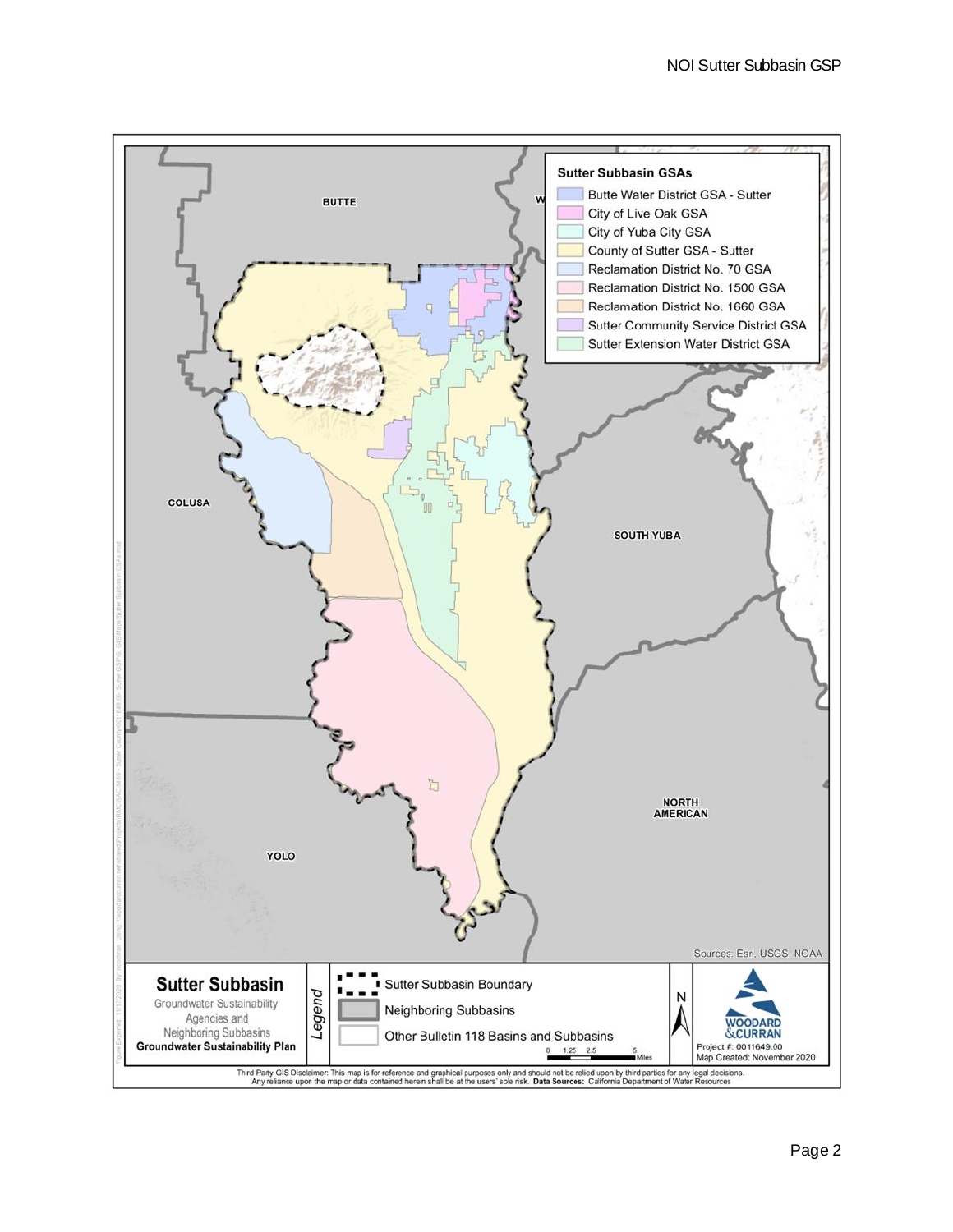Sutter Subbasin GSAs

- Butte Water District GSA - Sutter
- City of Live Oak GSA
- City of Yuba City GSA
- County of Sutter GSA - Sutter
- Reclamation District No. 70 GSA
- Reclamation District No. 1500 GSA
- Reclamation District No. 1660 GSA
- Sutter Community Service District GSA
- Sutter Extension Water District GSA

BUTTE

COLUSA

SOUTH YUBA

NORTH AMERICAN

YOLO

Sources: Esri, USGS, NOAA

**Sutter Subbasin**

Groundwater Sustainability Agencies and Neighboring Subbasins

**Groundwater Sustainability Plan**

Legend

- Sutter Subbasin Boundary
- Neighboring Subbasins
- Other Bulletin 118 Basins and Subbasins

0 1.25 2.5 5 Miles

N

WOODARD & CURRAN

Project #: 0011649.00

Map Created: November 2020

Third Party GIS Disclaimer: This map is for reference and graphical purposes only and should not be relied upon by third parties for any legal decisions. Any reliance upon the map or data contained herein shall be at the users' sole risk. **Data Sources:** California Department of Water Resources